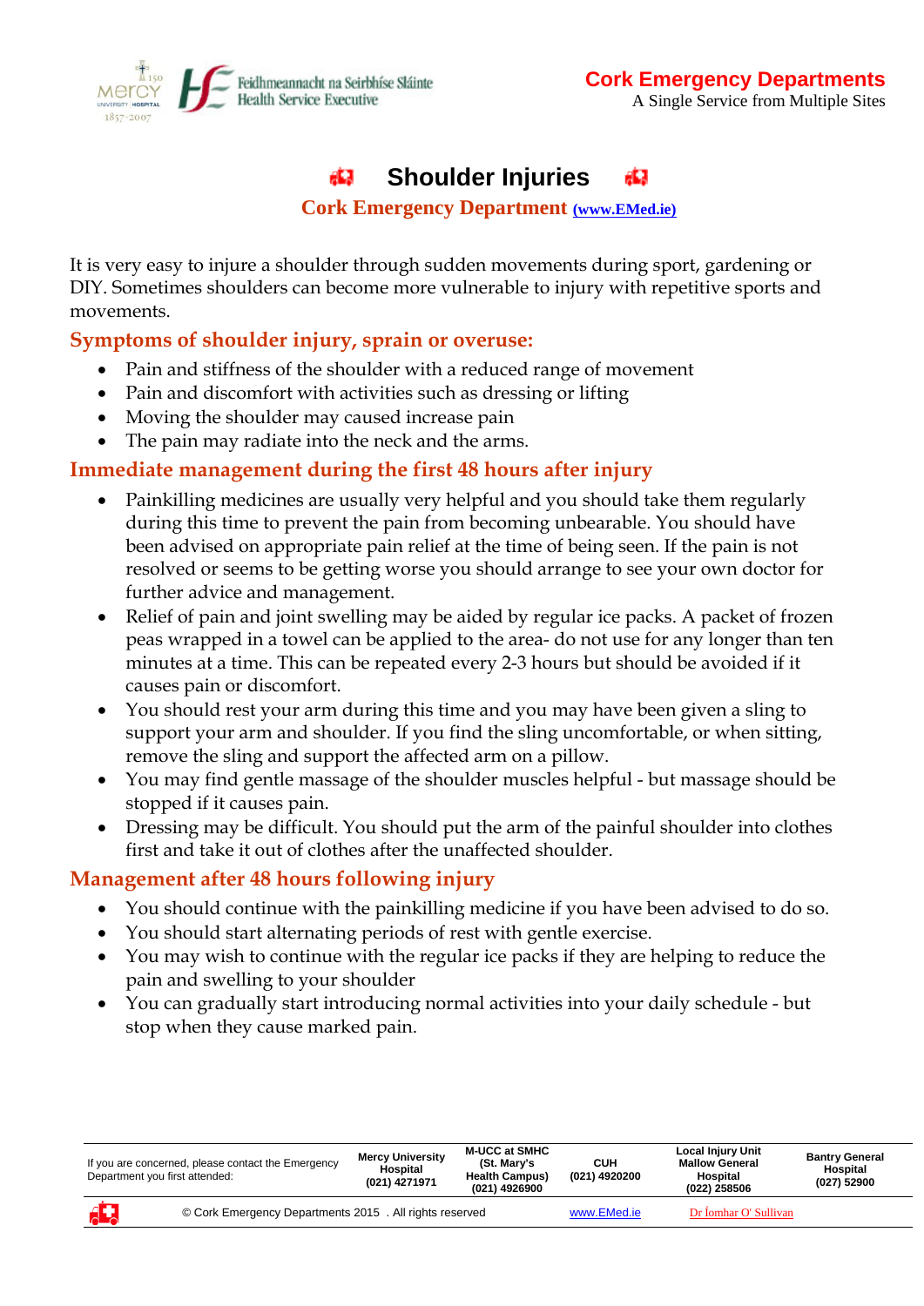Feidhmeannacht na Seirbhíse Sláinte
Health Service Executive

**Cork Emergency Departments**
A Single Service from Multiple Sites

# Shoulder Injuries

**Cork Emergency Department (www.EMed.ie)**

It is very easy to injure a shoulder through sudden movements during sport, gardening or DIY. Sometimes shoulders can become more vulnerable to injury with repetitive sports and movements.

## Symptoms of shoulder injury, sprain or overuse:

- Pain and stiffness of the shoulder with a reduced range of movement
- Pain and discomfort with activities such as dressing or lifting
- Moving the shoulder may caused increase pain
- The pain may radiate into the neck and the arms.

## Immediate management during the first 48 hours after injury

- Painkilling medicines are usually very helpful and you should take them regularly during this time to prevent the pain from becoming unbearable. You should have been advised on appropriate pain relief at the time of being seen. If the pain is not resolved or seems to be getting worse you should arrange to see your own doctor for further advice and management.
- Relief of pain and joint swelling may be aided by regular ice packs. A packet of frozen peas wrapped in a towel can be applied to the area- do not use for any longer than ten minutes at a time. This can be repeated every 2-3 hours but should be avoided if it causes pain or discomfort.
- You should rest your arm during this time and you may have been given a sling to support your arm and shoulder. If you find the sling uncomfortable, or when sitting, remove the sling and support the affected arm on a pillow.
- You may find gentle massage of the shoulder muscles helpful - but massage should be stopped if it causes pain.
- Dressing may be difficult. You should put the arm of the painful shoulder into clothes first and take it out of clothes after the unaffected shoulder.

## Management after 48 hours following injury

- You should continue with the painkilling medicine if you have been advised to do so.
- You should start alternating periods of rest with gentle exercise.
- You may wish to continue with the regular ice packs if they are helping to reduce the pain and swelling to your shoulder
- You can gradually start introducing normal activities into your daily schedule - but stop when they cause marked pain.

| If you are concerned, please contact the Emergency Department you first attended: | Mercy University Hospital (021) 4271971 | M-UCC at SMHC (St. Mary's Health Campus) (021) 4926900 | CUH (021) 4920200 | Local Injury Unit Mallow General Hospital (022) 258506 | Bantry General Hospital (027) 52900 |
|---|---|---|---|---|---|

© Cork Emergency Departments 2015 . All rights reserved www.EMed.ie Dr Íomhar O' Sullivan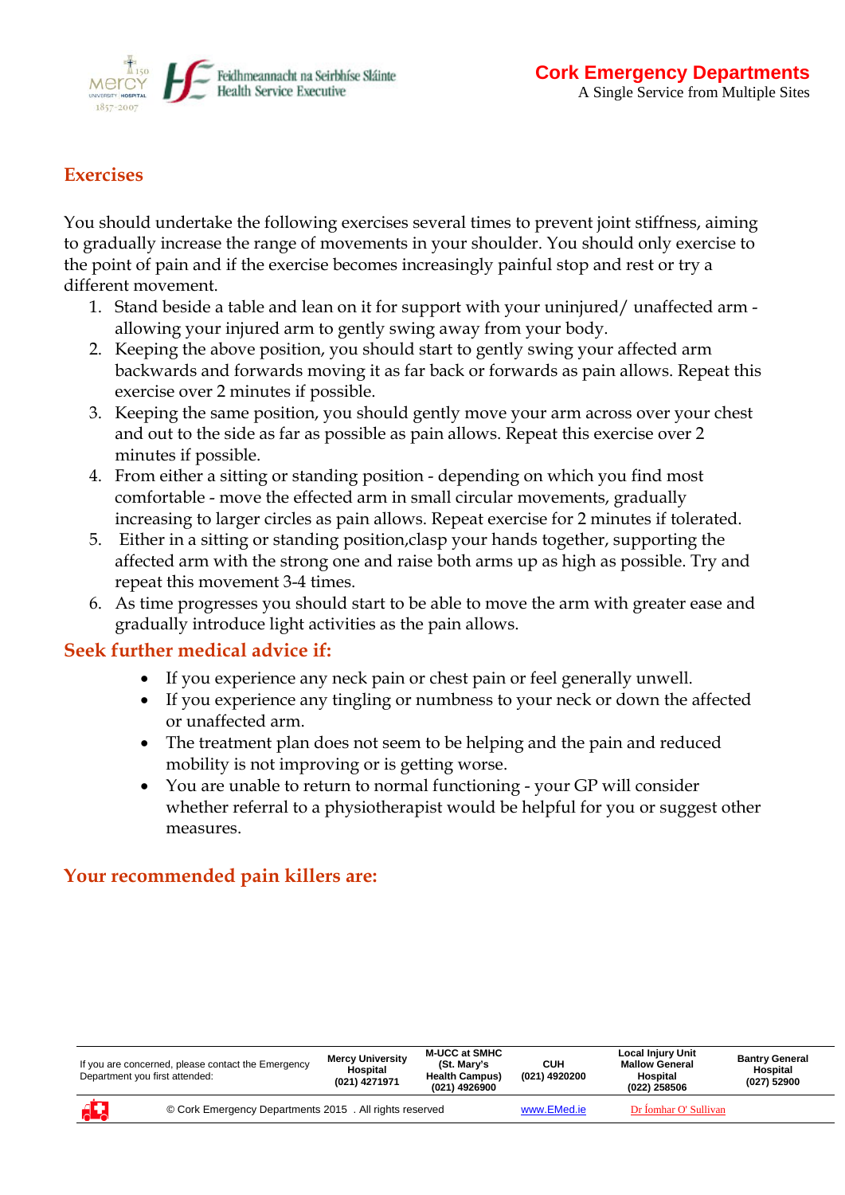## Exercises

You should undertake the following exercises several times to prevent joint stiffness, aiming to gradually increase the range of movements in your shoulder. You should only exercise to the point of pain and if the exercise becomes increasingly painful stop and rest or try a different movement.

1. Stand beside a table and lean on it for support with your uninjured/ unaffected arm - allowing your injured arm to gently swing away from your body.
2. Keeping the above position, you should start to gently swing your affected arm backwards and forwards moving it as far back or forwards as pain allows. Repeat this exercise over 2 minutes if possible.
3. Keeping the same position, you should gently move your arm across over your chest and out to the side as far as possible as pain allows. Repeat this exercise over 2 minutes if possible.
4. From either a sitting or standing position - depending on which you find most comfortable - move the effected arm in small circular movements, gradually increasing to larger circles as pain allows. Repeat exercise for 2 minutes if tolerated.
5. Either in a sitting or standing position,clasp your hands together, supporting the affected arm with the strong one and raise both arms up as high as possible. Try and repeat this movement 3-4 times.
6. As time progresses you should start to be able to move the arm with greater ease and gradually introduce light activities as the pain allows.

## Seek further medical advice if:

- If you experience any neck pain or chest pain or feel generally unwell.
- If you experience any tingling or numbness to your neck or down the affected or unaffected arm.
- The treatment plan does not seem to be helping and the pain and reduced mobility is not improving or is getting worse.
- You are unable to return to normal functioning - your GP will consider whether referral to a physiotherapist would be helpful for you or suggest other measures.

## Your recommended pain killers are:

| | | | | | |
|---|---|---|---|---|---|
| If you are concerned, please contact the Emergency Department you first attended: | **Mercy University Hospital (021) 4271971** | **M-UCC at SMHC (St. Mary's Health Campus) (021) 4926900** | **CUH (021) 4920200** | **Local Injury Unit Mallow General Hospital (022) 258506** | **Bantry General Hospital (027) 52900** |

© Cork Emergency Departments 2015 . All rights reserved www.EMed.ie Dr Íomhar O' Sullivan